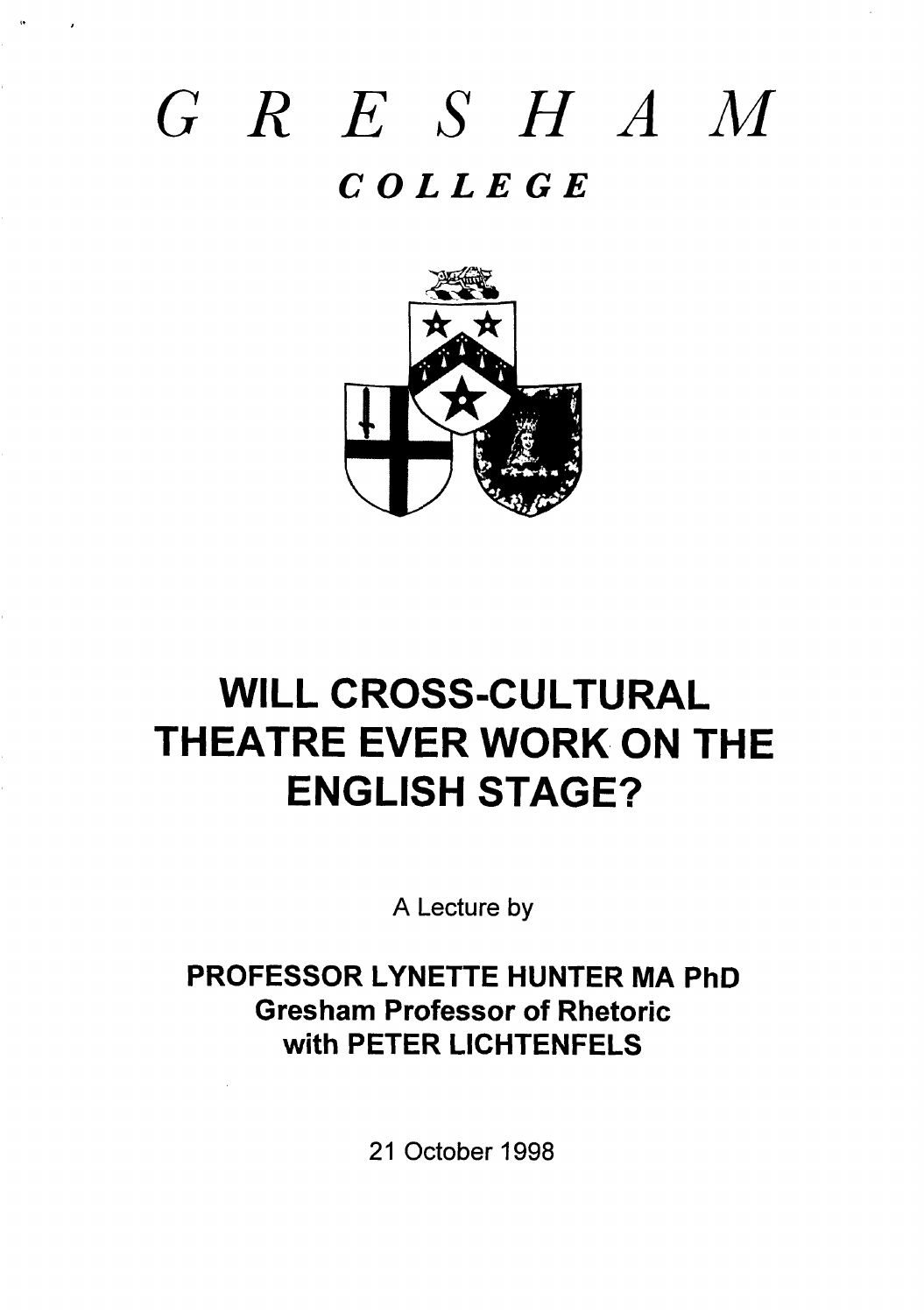# *G R E S H A M*

## *COLLEGE*

# WILL CROSS-CULTURAL THEATRE EVER WORK ON THE ENGLISH STAGE?

A Lecture by

**PROFESSOR LYNETTE HUNTER MA PhD**
**Gresham Professor of Rhetoric**
**with PETER LICHTENFELS**

21 October 1998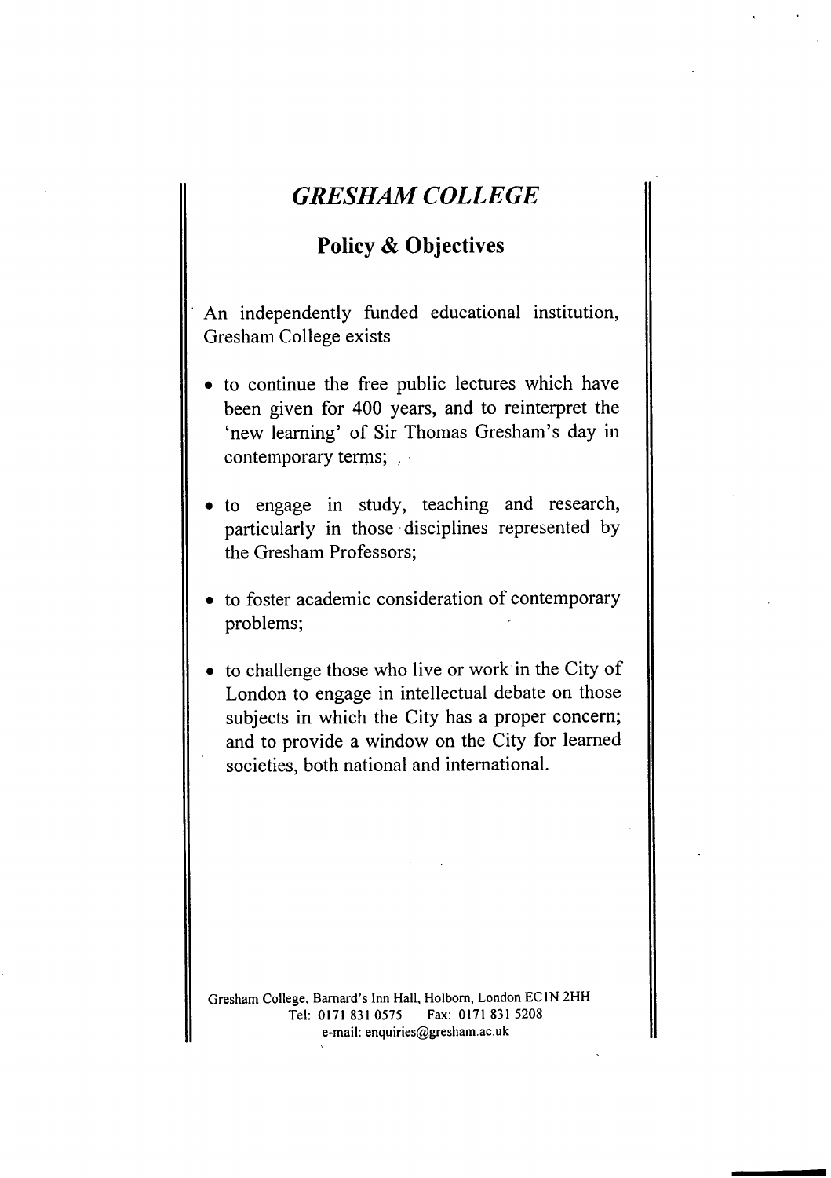# *GRESHAM COLLEGE*

## Policy & Objectives

An independently funded educational institution, Gresham College exists

- to continue the free public lectures which have been given for 400 years, and to reinterpret the 'new learning' of Sir Thomas Gresham's day in contemporary terms;

- to engage in study, teaching and research, particularly in those disciplines represented by the Gresham Professors;

- to foster academic consideration of contemporary problems;

- to challenge those who live or work in the City of London to engage in intellectual debate on those subjects in which the City has a proper concern; and to provide a window on the City for learned societies, both national and international.

Gresham College, Barnard's Inn Hall, Holborn, London EC1N 2HH
Tel: 0171 831 0575 Fax: 0171 831 5208
e-mail: enquiries@gresham.ac.uk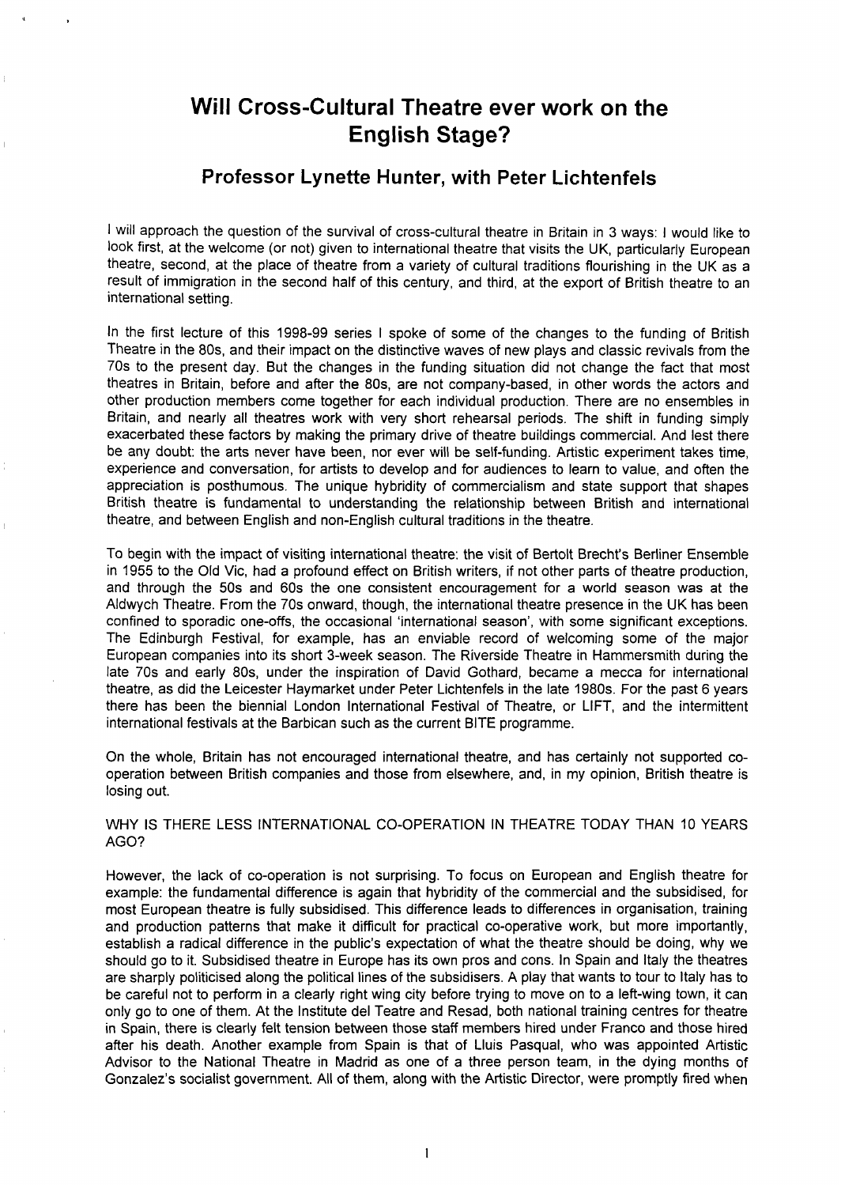# Will Cross-Cultural Theatre ever work on the English Stage?

## Professor Lynette Hunter, with Peter Lichtenfels

I will approach the question of the survival of cross-cultural theatre in Britain in 3 ways: I would like to look first, at the welcome (or not) given to international theatre that visits the UK, particularly European theatre, second, at the place of theatre from a variety of cultural traditions flourishing in the UK as a result of immigration in the second half of this century, and third, at the export of British theatre to an international setting.

In the first lecture of this 1998-99 series I spoke of some of the changes to the funding of British Theatre in the 80s, and their impact on the distinctive waves of new plays and classic revivals from the 70s to the present day. But the changes in the funding situation did not change the fact that most theatres in Britain, before and after the 80s, are not company-based, in other words the actors and other production members come together for each individual production. There are no ensembles in Britain, and nearly all theatres work with very short rehearsal periods. The shift in funding simply exacerbated these factors by making the primary drive of theatre buildings commercial. And lest there be any doubt: the arts never have been, nor ever will be self-funding. Artistic experiment takes time, experience and conversation, for artists to develop and for audiences to learn to value, and often the appreciation is posthumous. The unique hybridity of commercialism and state support that shapes British theatre is fundamental to understanding the relationship between British and international theatre, and between English and non-English cultural traditions in the theatre.

To begin with the impact of visiting international theatre: the visit of Bertolt Brecht's Berliner Ensemble in 1955 to the Old Vic, had a profound effect on British writers, if not other parts of theatre production, and through the 50s and 60s the one consistent encouragement for a world season was at the Aldwych Theatre. From the 70s onward, though, the international theatre presence in the UK has been confined to sporadic one-offs, the occasional 'international season', with some significant exceptions. The Edinburgh Festival, for example, has an enviable record of welcoming some of the major European companies into its short 3-week season. The Riverside Theatre in Hammersmith during the late 70s and early 80s, under the inspiration of David Gothard, became a mecca for international theatre, as did the Leicester Haymarket under Peter Lichtenfels in the late 1980s. For the past 6 years there has been the biennial London International Festival of Theatre, or LIFT, and the intermittent international festivals at the Barbican such as the current BITE programme.

On the whole, Britain has not encouraged international theatre, and has certainly not supported co-operation between British companies and those from elsewhere, and, in my opinion, British theatre is losing out.

WHY IS THERE LESS INTERNATIONAL CO-OPERATION IN THEATRE TODAY THAN 10 YEARS AGO?

However, the lack of co-operation is not surprising. To focus on European and English theatre for example: the fundamental difference is again that hybridity of the commercial and the subsidised, for most European theatre is fully subsidised. This difference leads to differences in organisation, training and production patterns that make it difficult for practical co-operative work, but more importantly, establish a radical difference in the public's expectation of what the theatre should be doing, why we should go to it. Subsidised theatre in Europe has its own pros and cons. In Spain and Italy the theatres are sharply politicised along the political lines of the subsidisers. A play that wants to tour to Italy has to be careful not to perform in a clearly right wing city before trying to move on to a left-wing town, it can only go to one of them. At the Institute del Teatre and Resad, both national training centres for theatre in Spain, there is clearly felt tension between those staff members hired under Franco and those hired after his death. Another example from Spain is that of Lluis Pasqual, who was appointed Artistic Advisor to the National Theatre in Madrid as one of a three person team, in the dying months of Gonzalez's socialist government. All of them, along with the Artistic Director, were promptly fired when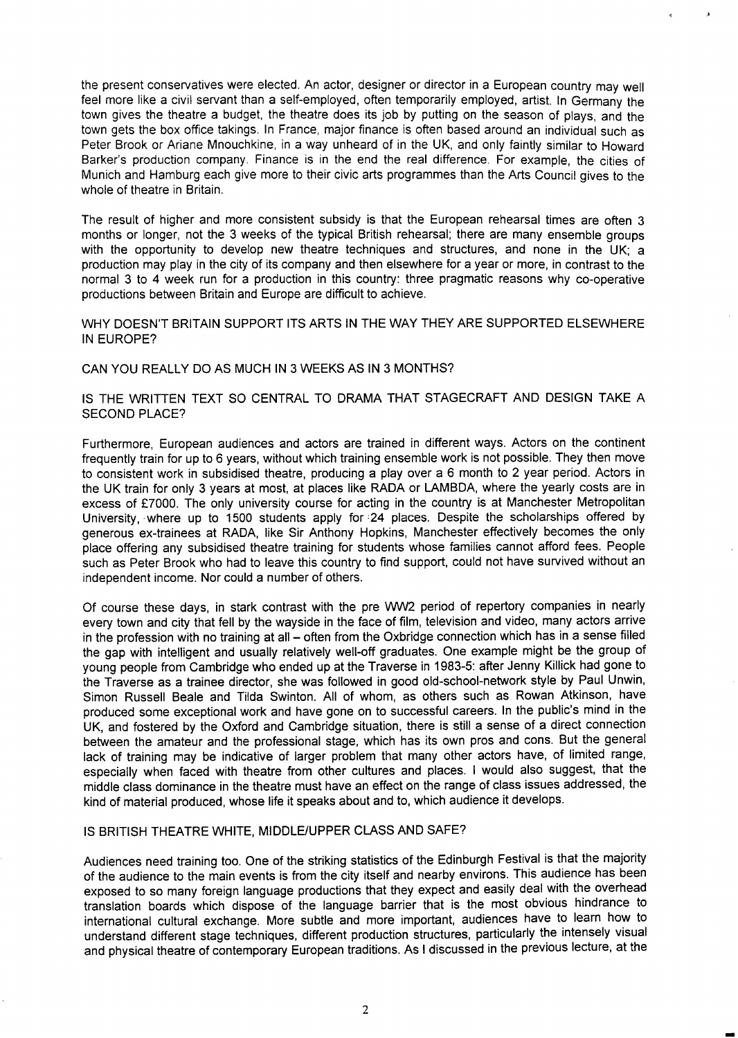the present conservatives were elected. An actor, designer or director in a European country may well feel more like a civil servant than a self-employed, often temporarily employed, artist. In Germany the town gives the theatre a budget, the theatre does its job by putting on the season of plays, and the town gets the box office takings. In France, major finance is often based around an individual such as Peter Brook or Ariane Mnouchkine, in a way unheard of in the UK, and only faintly similar to Howard Barker's production company. Finance is in the end the real difference. For example, the cities of Munich and Hamburg each give more to their civic arts programmes than the Arts Council gives to the whole of theatre in Britain.

The result of higher and more consistent subsidy is that the European rehearsal times are often 3 months or longer, not the 3 weeks of the typical British rehearsal; there are many ensemble groups with the opportunity to develop new theatre techniques and structures, and none in the UK; a production may play in the city of its company and then elsewhere for a year or more, in contrast to the normal 3 to 4 week run for a production in this country: three pragmatic reasons why co-operative productions between Britain and Europe are difficult to achieve.

WHY DOESN'T BRITAIN SUPPORT ITS ARTS IN THE WAY THEY ARE SUPPORTED ELSEWHERE IN EUROPE?

CAN YOU REALLY DO AS MUCH IN 3 WEEKS AS IN 3 MONTHS?

IS THE WRITTEN TEXT SO CENTRAL TO DRAMA THAT STAGECRAFT AND DESIGN TAKE A SECOND PLACE?

Furthermore, European audiences and actors are trained in different ways. Actors on the continent frequently train for up to 6 years, without which training ensemble work is not possible. They then move to consistent work in subsidised theatre, producing a play over a 6 month to 2 year period. Actors in the UK train for only 3 years at most, at places like RADA or LAMBDA, where the yearly costs are in excess of £7000. The only university course for acting in the country is at Manchester Metropolitan University, where up to 1500 students apply for 24 places. Despite the scholarships offered by generous ex-trainees at RADA, like Sir Anthony Hopkins, Manchester effectively becomes the only place offering any subsidised theatre training for students whose families cannot afford fees. People such as Peter Brook who had to leave this country to find support, could not have survived without an independent income. Nor could a number of others.

Of course these days, in stark contrast with the pre WW2 period of repertory companies in nearly every town and city that fell by the wayside in the face of film, television and video, many actors arrive in the profession with no training at all – often from the Oxbridge connection which has in a sense filled the gap with intelligent and usually relatively well-off graduates. One example might be the group of young people from Cambridge who ended up at the Traverse in 1983-5: after Jenny Killick had gone to the Traverse as a trainee director, she was followed in good old-school-network style by Paul Unwin, Simon Russell Beale and Tilda Swinton. All of whom, as others such as Rowan Atkinson, have produced some exceptional work and have gone on to successful careers. In the public's mind in the UK, and fostered by the Oxford and Cambridge situation, there is still a sense of a direct connection between the amateur and the professional stage, which has its own pros and cons. But the general lack of training may be indicative of larger problem that many other actors have, of limited range, especially when faced with theatre from other cultures and places. I would also suggest, that the middle class dominance in the theatre must have an effect on the range of class issues addressed, the kind of material produced, whose life it speaks about and to, which audience it develops.

IS BRITISH THEATRE WHITE, MIDDLE/UPPER CLASS AND SAFE?

Audiences need training too. One of the striking statistics of the Edinburgh Festival is that the majority of the audience to the main events is from the city itself and nearby environs. This audience has been exposed to so many foreign language productions that they expect and easily deal with the overhead translation boards which dispose of the language barrier that is the most obvious hindrance to international cultural exchange. More subtle and more important, audiences have to learn how to understand different stage techniques, different production structures, particularly the intensely visual and physical theatre of contemporary European traditions. As I discussed in the previous lecture, at the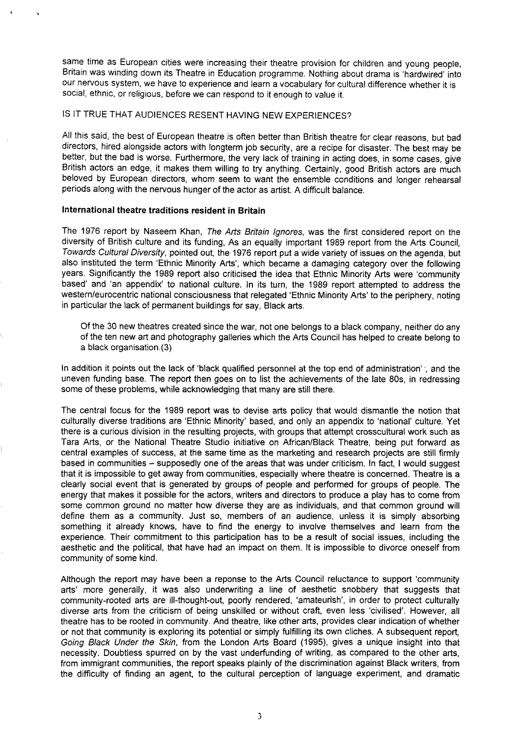same time as European cities were increasing their theatre provision for children and young people, Britain was winding down its Theatre in Education programme. Nothing about drama is 'hardwired' into our nervous system, we have to experience and learn a vocabulary for cultural difference whether it is social, ethnic, or religious, before we can respond to it enough to value it.

IS IT TRUE THAT AUDIENCES RESENT HAVING NEW EXPERIENCES?

All this said, the best of European theatre is often better than British theatre for clear reasons, but bad directors, hired alongside actors with longterm job security, are a recipe for disaster. The best may be better, but the bad is worse. Furthermore, the very lack of training in acting does, in some cases, give British actors an edge, it makes them willing to try anything. Certainly, good British actors are much beloved by European directors, whom seem to want the ensemble conditions and longer rehearsal periods along with the nervous hunger of the actor as artist. A difficult balance.

**International theatre traditions resident in Britain**

The 1976 report by Naseem Khan, *The Arts Britain Ignores*, was the first considered report on the diversity of British culture and its funding, As an equally important 1989 report from the Arts Council, *Towards Cultural Diversity*, pointed out, the 1976 report put a wide variety of issues on the agenda, but also instituted the term 'Ethnic Minority Arts', which became a damaging category over the following years. Significantly the 1989 report also criticised the idea that Ethnic Minority Arts were 'community based' and 'an appendix' to national culture. In its turn, the 1989 report attempted to address the western/eurocentric national consciousness that relegated 'Ethnic Minority Arts' to the periphery, noting in particular the lack of permanent buildings for say, Black arts.

> Of the 30 new theatres created since the war, not one belongs to a black company, neither do any of the ten new art and photography galleries which the Arts Council has helped to create belong to a black organisation.(3)

In addition it points out the lack of 'black qualified personnel at the top end of administration'; and the uneven funding base. The report then goes on to list the achievements of the late 80s, in redressing some of these problems, while acknowledging that many are still there.

The central focus for the 1989 report was to devise arts policy that would dismantle the notion that culturally diverse traditions are 'Ethnic Minority' based, and only an appendix to 'national' culture. Yet there is a curious division in the resulting projects, with groups that attempt crosscultural work such as Tara Arts, or the National Theatre Studio initiative on African/Black Theatre, being put forward as central examples of success, at the same time as the marketing and research projects are still firmly based in communities – supposedly one of the areas that was under criticism. In fact, I would suggest that it is impossible to get away from communities, especially where theatre is concerned. Theatre is a clearly social event that is generated by groups of people and performed for groups of people. The energy that makes it possible for the actors, writers and directors to produce a play has to come from some common ground no matter how diverse they are as individuals, and that common ground will define them as a community. Just so, members of an audience, unless it is simply absorbing something it already knows, have to find the energy to involve themselves and learn from the experience. Their commitment to this participation has to be a result of social issues, including the aesthetic and the political, that have had an impact on them. It is impossible to divorce oneself from community of some kind.

Although the report may have been a reponse to the Arts Council reluctance to support 'community arts' more generally, it was also underwriting a line of aesthetic snobbery that suggests that community-rooted arts are ill-thought-out, poorly rendered, 'amateurish', in order to protect culturally diverse arts from the criticism of being unskilled or without craft, even less 'civilised'. However, all theatre has to be rooted in community. And theatre, like other arts, provides clear indication of whether or not that community is exploring its potential or simply fulfilling its own cliches. A subsequent report, *Going Black Under the Skin*, from the London Arts Board (1995), gives a unique insight into that necessity. Doubtless spurred on by the vast underfunding of writing, as compared to the other arts, from immigrant communities, the report speaks plainly of the discrimination against Black writers, from the difficulty of finding an agent, to the cultural perception of language experiment, and dramatic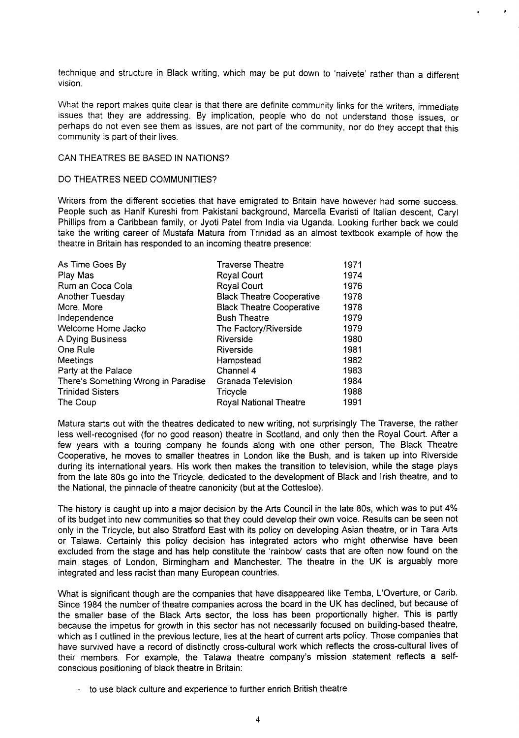technique and structure in Black writing, which may be put down to 'naivete' rather than a different vision.

What the report makes quite clear is that there are definite community links for the writers, immediate issues that they are addressing. By implication, people who do not understand those issues, or perhaps do not even see them as issues, are not part of the community, nor do they accept that this community is part of their lives.

CAN THEATRES BE BASED IN NATIONS?

DO THEATRES NEED COMMUNITIES?

Writers from the different societies that have emigrated to Britain have however had some success. People such as Hanif Kureshi from Pakistani background, Marcella Evaristi of Italian descent, Caryl Phillips from a Caribbean family, or Jyoti Patel from India via Uganda. Looking further back we could take the writing career of Mustafa Matura from Trinidad as an almost textbook example of how the theatre in Britain has responded to an incoming theatre presence:

| | | |
|---|---|---|
| As Time Goes By | Traverse Theatre | 1971 |
| Play Mas | Royal Court | 1974 |
| Rum an Coca Cola | Royal Court | 1976 |
| Another Tuesday | Black Theatre Cooperative | 1978 |
| More, More | Black Theatre Cooperative | 1978 |
| Independence | Bush Theatre | 1979 |
| Welcome Home Jacko | The Factory/Riverside | 1979 |
| A Dying Business | Riverside | 1980 |
| One Rule | Riverside | 1981 |
| Meetings | Hampstead | 1982 |
| Party at the Palace | Channel 4 | 1983 |
| There's Something Wrong in Paradise | Granada Television | 1984 |
| Trinidad Sisters | Tricycle | 1988 |
| The Coup | Royal National Theatre | 1991 |

Matura starts out with the theatres dedicated to new writing, not surprisingly The Traverse, the rather less well-recognised (for no good reason) theatre in Scotland, and only then the Royal Court. After a few years with a touring company he founds along with one other person, The Black Theatre Cooperative, he moves to smaller theatres in London like the Bush, and is taken up into Riverside during its international years. His work then makes the transition to television, while the stage plays from the late 80s go into the Tricycle, dedicated to the development of Black and Irish theatre, and to the National, the pinnacle of theatre canonicity (but at the Cottesloe).

The history is caught up into a major decision by the Arts Council in the late 80s, which was to put 4% of its budget into new communities so that they could develop their own voice. Results can be seen not only in the Tricycle, but also Stratford East with its policy on developing Asian theatre, or in Tara Arts or Talawa. Certainly this policy decision has integrated actors who might otherwise have been excluded from the stage and has help constitute the 'rainbow' casts that are often now found on the main stages of London, Birmingham and Manchester. The theatre in the UK is arguably more integrated and less racist than many European countries.

What is significant though are the companies that have disappeared like Temba, L'Overture, or Carib. Since 1984 the number of theatre companies across the board in the UK has declined, but because of the smaller base of the Black Arts sector, the loss has been proportionally higher. This is partly because the impetus for growth in this sector has not necessarily focused on building-based theatre, which as I outlined in the previous lecture, lies at the heart of current arts policy. Those companies that have survived have a record of distinctly cross-cultural work which reflects the cross-cultural lives of their members. For example, the Talawa theatre company's mission statement reflects a self-conscious positioning of black theatre in Britain:

- to use black culture and experience to further enrich British theatre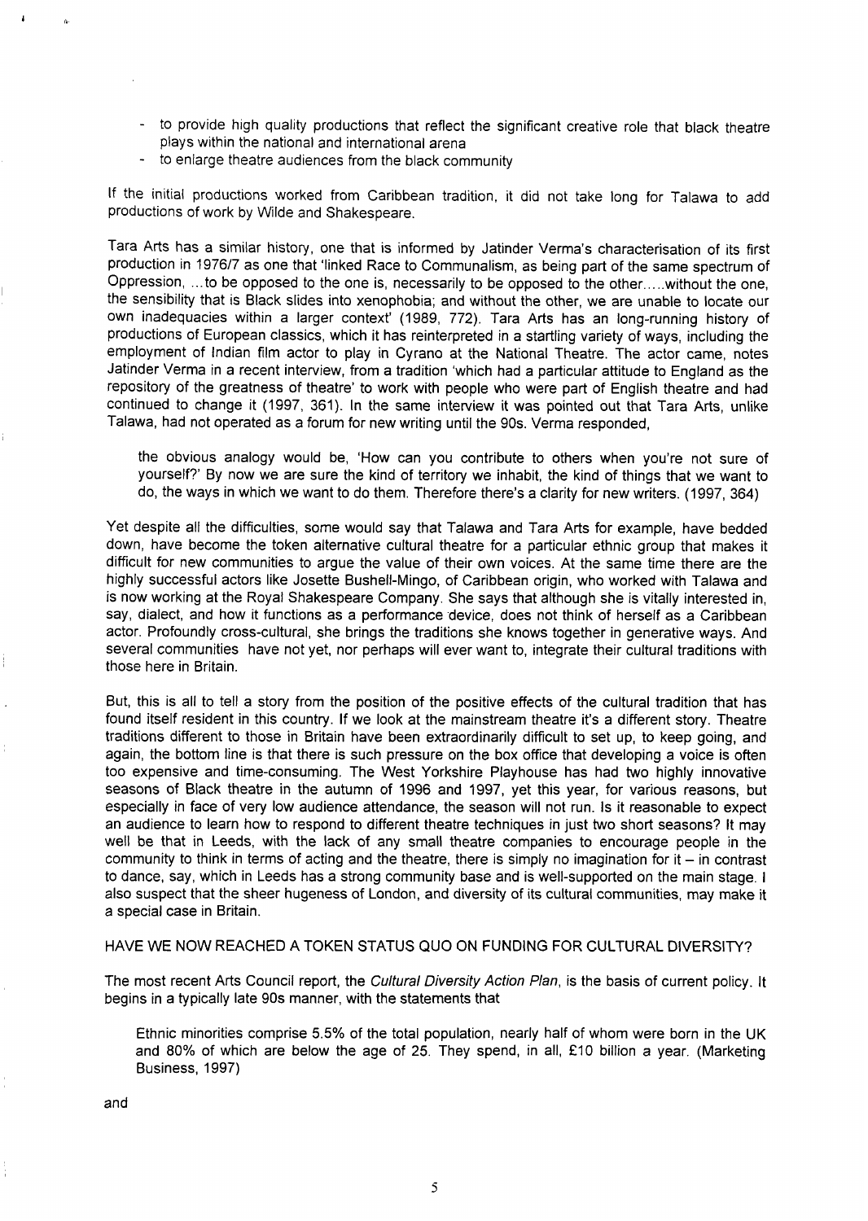- to provide high quality productions that reflect the significant creative role that black theatre plays within the national and international arena
- to enlarge theatre audiences from the black community

If the initial productions worked from Caribbean tradition, it did not take long for Talawa to add productions of work by Wilde and Shakespeare.

Tara Arts has a similar history, one that is informed by Jatinder Verma's characterisation of its first production in 1976/7 as one that 'linked Race to Communalism, as being part of the same spectrum of Oppression, ...to be opposed to the one is, necessarily to be opposed to the other.....without the one, the sensibility that is Black slides into xenophobia; and without the other, we are unable to locate our own inadequacies within a larger context' (1989, 772). Tara Arts has an long-running history of productions of European classics, which it has reinterpreted in a startling variety of ways, including the employment of Indian film actor to play in Cyrano at the National Theatre. The actor came, notes Jatinder Verma in a recent interview, from a tradition 'which had a particular attitude to England as the repository of the greatness of theatre' to work with people who were part of English theatre and had continued to change it (1997, 361). In the same interview it was pointed out that Tara Arts, unlike Talawa, had not operated as a forum for new writing until the 90s. Verma responded,

> the obvious analogy would be, 'How can you contribute to others when you're not sure of yourself?' By now we are sure the kind of territory we inhabit, the kind of things that we want to do, the ways in which we want to do them. Therefore there's a clarity for new writers. (1997, 364)

Yet despite all the difficulties, some would say that Talawa and Tara Arts for example, have bedded down, have become the token alternative cultural theatre for a particular ethnic group that makes it difficult for new communities to argue the value of their own voices. At the same time there are the highly successful actors like Josette Bushell-Mingo, of Caribbean origin, who worked with Talawa and is now working at the Royal Shakespeare Company. She says that although she is vitally interested in, say, dialect, and how it functions as a performance device, does not think of herself as a Caribbean actor. Profoundly cross-cultural, she brings the traditions she knows together in generative ways. And several communities have not yet, nor perhaps will ever want to, integrate their cultural traditions with those here in Britain.

But, this is all to tell a story from the position of the positive effects of the cultural tradition that has found itself resident in this country. If we look at the mainstream theatre it's a different story. Theatre traditions different to those in Britain have been extraordinarily difficult to set up, to keep going, and again, the bottom line is that there is such pressure on the box office that developing a voice is often too expensive and time-consuming. The West Yorkshire Playhouse has had two highly innovative seasons of Black theatre in the autumn of 1996 and 1997, yet this year, for various reasons, but especially in face of very low audience attendance, the season will not run. Is it reasonable to expect an audience to learn how to respond to different theatre techniques in just two short seasons? It may well be that in Leeds, with the lack of any small theatre companies to encourage people in the community to think in terms of acting and the theatre, there is simply no imagination for it – in contrast to dance, say, which in Leeds has a strong community base and is well-supported on the main stage. I also suspect that the sheer hugeness of London, and diversity of its cultural communities, may make it a special case in Britain.

## HAVE WE NOW REACHED A TOKEN STATUS QUO ON FUNDING FOR CULTURAL DIVERSITY?

The most recent Arts Council report, the *Cultural Diversity Action Plan*, is the basis of current policy. It begins in a typically late 90s manner, with the statements that

> Ethnic minorities comprise 5.5% of the total population, nearly half of whom were born in the UK and 80% of which are below the age of 25. They spend, in all, £10 billion a year. (Marketing Business, 1997)

and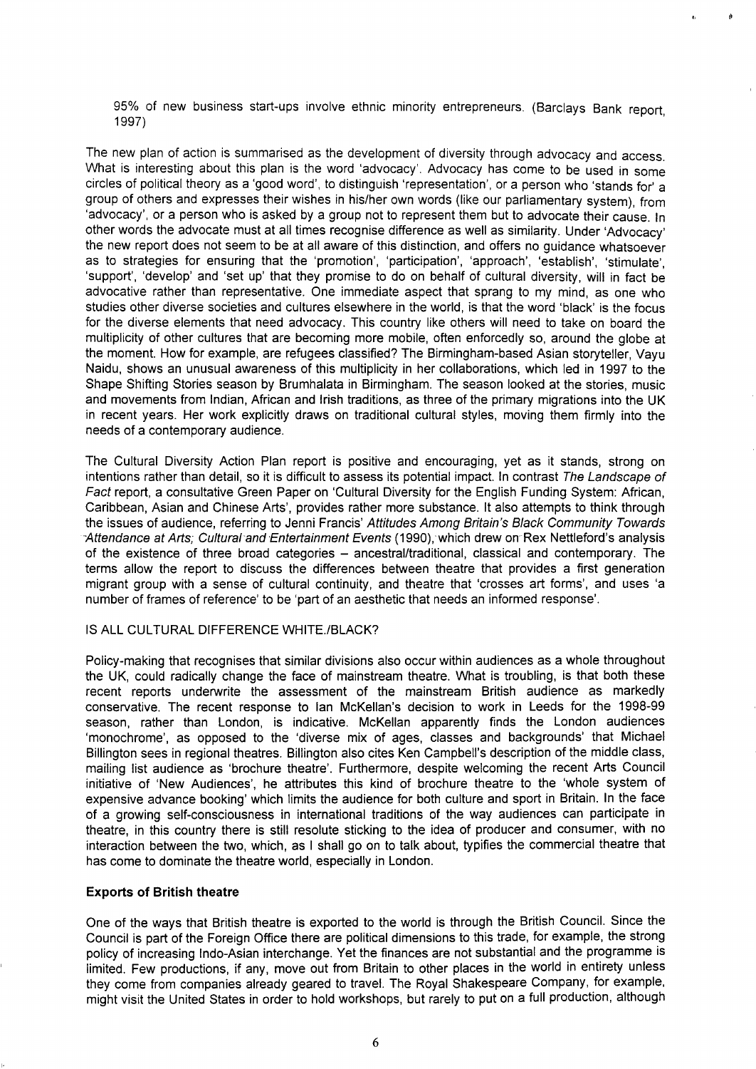95% of new business start-ups involve ethnic minority entrepreneurs. (Barclays Bank report, 1997)

The new plan of action is summarised as the development of diversity through advocacy and access. What is interesting about this plan is the word 'advocacy'. Advocacy has come to be used in some circles of political theory as a 'good word', to distinguish 'representation', or a person who 'stands for' a group of others and expresses their wishes in his/her own words (like our parliamentary system), from 'advocacy', or a person who is asked by a group not to represent them but to advocate their cause. In other words the advocate must at all times recognise difference as well as similarity. Under 'Advocacy' the new report does not seem to be at all aware of this distinction, and offers no guidance whatsoever as to strategies for ensuring that the 'promotion', 'participation', 'approach', 'establish', 'stimulate', 'support', 'develop' and 'set up' that they promise to do on behalf of cultural diversity, will in fact be advocative rather than representative. One immediate aspect that sprang to my mind, as one who studies other diverse societies and cultures elsewhere in the world, is that the word 'black' is the focus for the diverse elements that need advocacy. This country like others will need to take on board the multiplicity of other cultures that are becoming more mobile, often enforcedly so, around the globe at the moment. How for example, are refugees classified? The Birmingham-based Asian storyteller, Vayu Naidu, shows an unusual awareness of this multiplicity in her collaborations, which led in 1997 to the Shape Shifting Stories season by Brumhalata in Birmingham. The season looked at the stories, music and movements from Indian, African and Irish traditions, as three of the primary migrations into the UK in recent years. Her work explicitly draws on traditional cultural styles, moving them firmly into the needs of a contemporary audience.

The Cultural Diversity Action Plan report is positive and encouraging, yet as it stands, strong on intentions rather than detail, so it is difficult to assess its potential impact. In contrast *The Landscape of Fact* report, a consultative Green Paper on 'Cultural Diversity for the English Funding System: African, Caribbean, Asian and Chinese Arts', provides rather more substance. It also attempts to think through the issues of audience, referring to Jenni Francis' *Attitudes Among Britain's Black Community Towards Attendance at Arts, Cultural and Entertainment Events* (1990), which drew on Rex Nettleford's analysis of the existence of three broad categories – ancestral/traditional, classical and contemporary. The terms allow the report to discuss the differences between theatre that provides a first generation migrant group with a sense of cultural continuity, and theatre that 'crosses art forms', and uses 'a number of frames of reference' to be 'part of an aesthetic that needs an informed response'.

IS ALL CULTURAL DIFFERENCE WHITE./BLACK?

Policy-making that recognises that similar divisions also occur within audiences as a whole throughout the UK, could radically change the face of mainstream theatre. What is troubling, is that both these recent reports underwrite the assessment of the mainstream British audience as markedly conservative. The recent response to Ian McKellan's decision to work in Leeds for the 1998-99 season, rather than London, is indicative. McKellan apparently finds the London audiences 'monochrome', as opposed to the 'diverse mix of ages, classes and backgrounds' that Michael Billington sees in regional theatres. Billington also cites Ken Campbell's description of the middle class, mailing list audience as 'brochure theatre'. Furthermore, despite welcoming the recent Arts Council initiative of 'New Audiences', he attributes this kind of brochure theatre to the 'whole system of expensive advance booking' which limits the audience for both culture and sport in Britain. In the face of a growing self-consciousness in international traditions of the way audiences can participate in theatre, in this country there is still resolute sticking to the idea of producer and consumer, with no interaction between the two, which, as I shall go on to talk about, typifies the commercial theatre that has come to dominate the theatre world, especially in London.

**Exports of British theatre**

One of the ways that British theatre is exported to the world is through the British Council. Since the Council is part of the Foreign Office there are political dimensions to this trade, for example, the strong policy of increasing Indo-Asian interchange. Yet the finances are not substantial and the programme is limited. Few productions, if any, move out from Britain to other places in the world in entirety unless they come from companies already geared to travel. The Royal Shakespeare Company, for example, might visit the United States in order to hold workshops, but rarely to put on a full production, although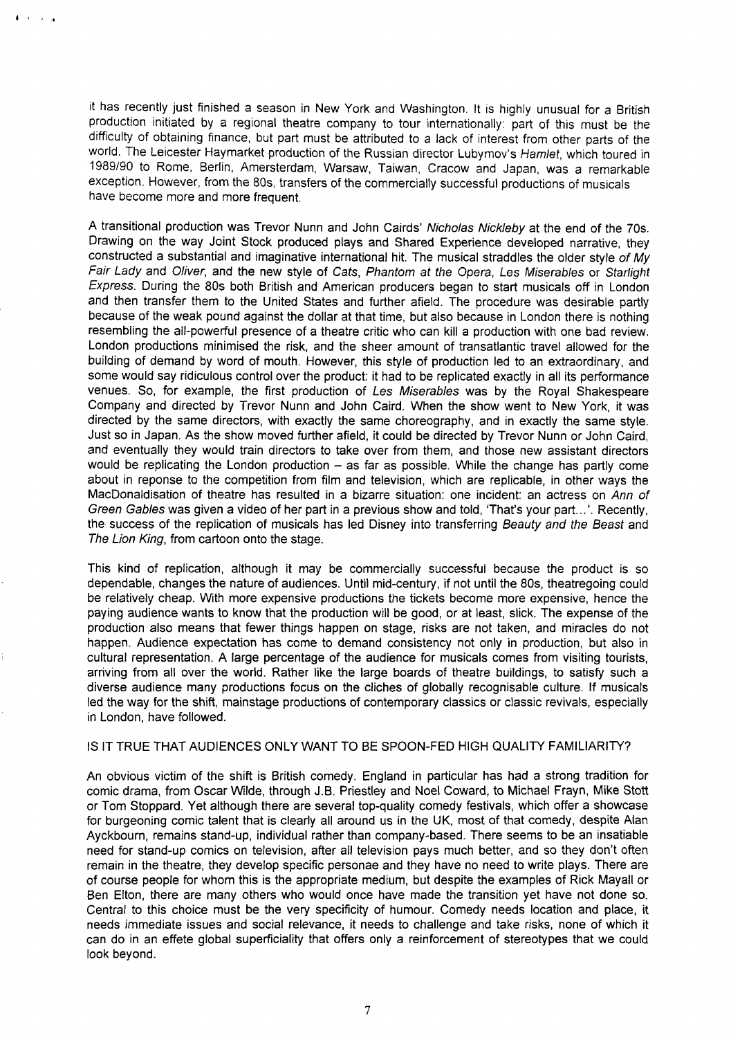it has recently just finished a season in New York and Washington. It is highly unusual for a British production initiated by a regional theatre company to tour internationally: part of this must be the difficulty of obtaining finance, but part must be attributed to a lack of interest from other parts of the world. The Leicester Haymarket production of the Russian director Lubymov's *Hamlet*, which toured in 1989/90 to Rome, Berlin, Amersterdam, Warsaw, Taiwan, Cracow and Japan, was a remarkable exception. However, from the 80s, transfers of the commercially successful productions of musicals have become more and more frequent.

A transitional production was Trevor Nunn and John Cairds' *Nicholas Nickleby* at the end of the 70s. Drawing on the way Joint Stock produced plays and Shared Experience developed narrative, they constructed a substantial and imaginative international hit. The musical straddles the older style *of My Fair Lady* and *Oliver*, and the new style of *Cats*, *Phantom at the Opera*, *Les Miserables* or *Starlight Express*. During the 80s both British and American producers began to start musicals off in London and then transfer them to the United States and further afield. The procedure was desirable partly because of the weak pound against the dollar at that time, but also because in London there is nothing resembling the all-powerful presence of a theatre critic who can kill a production with one bad review. London productions minimised the risk, and the sheer amount of transatlantic travel allowed for the building of demand by word of mouth. However, this style of production led to an extraordinary, and some would say ridiculous control over the product: it had to be replicated exactly in all its performance venues. So, for example, the first production of *Les Miserables* was by the Royal Shakespeare Company and directed by Trevor Nunn and John Caird. When the show went to New York, it was directed by the same directors, with exactly the same choreography, and in exactly the same style. Just so in Japan. As the show moved further afield, it could be directed by Trevor Nunn or John Caird, and eventually they would train directors to take over from them, and those new assistant directors would be replicating the London production – as far as possible. While the change has partly come about in reponse to the competition from film and television, which are replicable, in other ways the MacDonaldisation of theatre has resulted in a bizarre situation: one incident: an actress on *Ann of Green Gables* was given a video of her part in a previous show and told, 'That's your part...'. Recently, the success of the replication of musicals has led Disney into transferring *Beauty and the Beast* and *The Lion King*, from cartoon onto the stage.

This kind of replication, although it may be commercially successful because the product is so dependable, changes the nature of audiences. Until mid-century, if not until the 80s, theatregoing could be relatively cheap. With more expensive productions the tickets become more expensive, hence the paying audience wants to know that the production will be good, or at least, slick. The expense of the production also means that fewer things happen on stage, risks are not taken, and miracles do not happen. Audience expectation has come to demand consistency not only in production, but also in cultural representation. A large percentage of the audience for musicals comes from visiting tourists, arriving from all over the world. Rather like the large boards of theatre buildings, to satisfy such a diverse audience many productions focus on the cliches of globally recognisable culture. If musicals led the way for the shift, mainstage productions of contemporary classics or classic revivals, especially in London, have followed.

IS IT TRUE THAT AUDIENCES ONLY WANT TO BE SPOON-FED HIGH QUALITY FAMILIARITY?

An obvious victim of the shift is British comedy. England in particular has had a strong tradition for comic drama, from Oscar Wilde, through J.B. Priestley and Noel Coward, to Michael Frayn, Mike Stott or Tom Stoppard. Yet although there are several top-quality comedy festivals, which offer a showcase for burgeoning comic talent that is clearly all around us in the UK, most of that comedy, despite Alan Ayckbourn, remains stand-up, individual rather than company-based. There seems to be an insatiable need for stand-up comics on television, after all television pays much better, and so they don't often remain in the theatre, they develop specific personae and they have no need to write plays. There are of course people for whom this is the appropriate medium, but despite the examples of Rick Mayall or Ben Elton, there are many others who would once have made the transition yet have not done so. Central to this choice must be the very specificity of humour. Comedy needs location and place, it needs immediate issues and social relevance, it needs to challenge and take risks, none of which it can do in an effete global superficiality that offers only a reinforcement of stereotypes that we could look beyond.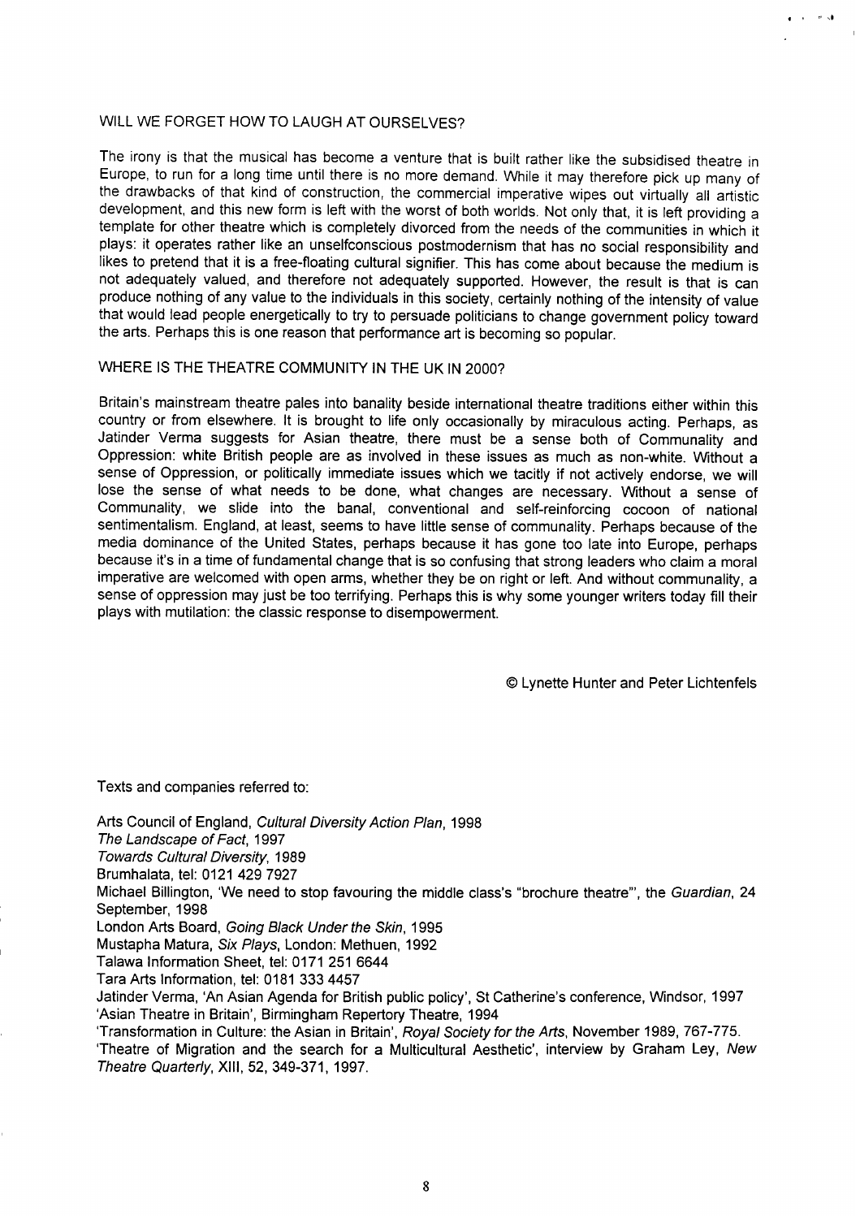## WILL WE FORGET HOW TO LAUGH AT OURSELVES?

The irony is that the musical has become a venture that is built rather like the subsidised theatre in Europe, to run for a long time until there is no more demand. While it may therefore pick up many of the drawbacks of that kind of construction, the commercial imperative wipes out virtually all artistic development, and this new form is left with the worst of both worlds. Not only that, it is left providing a template for other theatre which is completely divorced from the needs of the communities in which it plays: it operates rather like an unselfconscious postmodernism that has no social responsibility and likes to pretend that it is a free-floating cultural signifier. This has come about because the medium is not adequately valued, and therefore not adequately supported. However, the result is that is can produce nothing of any value to the individuals in this society, certainly nothing of the intensity of value that would lead people energetically to try to persuade politicians to change government policy toward the arts. Perhaps this is one reason that performance art is becoming so popular.

## WHERE IS THE THEATRE COMMUNITY IN THE UK IN 2000?

Britain's mainstream theatre pales into banality beside international theatre traditions either within this country or from elsewhere. It is brought to life only occasionally by miraculous acting. Perhaps, as Jatinder Verma suggests for Asian theatre, there must be a sense both of Communality and Oppression: white British people are as involved in these issues as much as non-white. Without a sense of Oppression, or politically immediate issues which we tacitly if not actively endorse, we will lose the sense of what needs to be done, what changes are necessary. Without a sense of Communality, we slide into the banal, conventional and self-reinforcing cocoon of national sentimentalism. England, at least, seems to have little sense of communality. Perhaps because of the media dominance of the United States, perhaps because it has gone too late into Europe, perhaps because it's in a time of fundamental change that is so confusing that strong leaders who claim a moral imperative are welcomed with open arms, whether they be on right or left. And without communality, a sense of oppression may just be too terrifying. Perhaps this is why some younger writers today fill their plays with mutilation: the classic response to disempowerment.

© Lynette Hunter and Peter Lichtenfels

Texts and companies referred to:

Arts Council of England, *Cultural Diversity Action Plan*, 1998
*The Landscape of Fact*, 1997
*Towards Cultural Diversity*, 1989
Brumhalata, tel: 0121 429 7927
Michael Billington, 'We need to stop favouring the middle class's "brochure theatre"', the *Guardian*, 24 September, 1998
London Arts Board, *Going Black Under the Skin*, 1995
Mustapha Matura, *Six Plays*, London: Methuen, 1992
Talawa Information Sheet, tel: 0171 251 6644
Tara Arts Information, tel: 0181 333 4457
Jatinder Verma, 'An Asian Agenda for British public policy', St Catherine's conference, Windsor, 1997
'Asian Theatre in Britain', Birmingham Repertory Theatre, 1994
'Transformation in Culture: the Asian in Britain', *Royal Society for the Arts*, November 1989, 767-775.
'Theatre of Migration and the search for a Multicultural Aesthetic', interview by Graham Ley, *New Theatre Quarterly*, XIII, 52, 349-371, 1997.